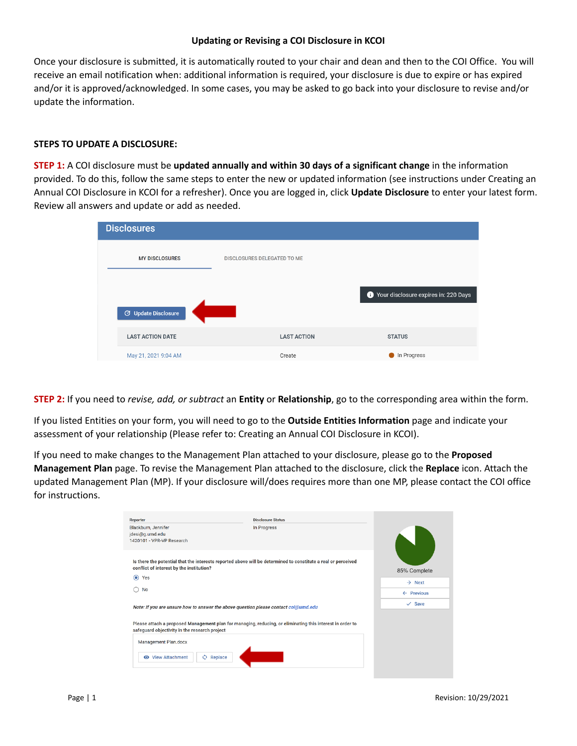# Updating or Revising a COI Disclosure in KCOI

Once your disclosure is submitted, it is automatically routed to your chair and dean and then to the COI Office. You will receive an email notification when: additional information is required, your disclosure is due to expire or has expired and/or it is approved/acknowledged. In some cases, you may be asked to go back into your disclosure to revise and/or update the information.

**STEPS TO UPDATE A DISCLOSURE:**

**STEP 1:** A COI disclosure must be **updated annually and within 30 days of a significant change** in the information provided. To do this, follow the same steps to enter the new or updated information (see instructions under Creating an Annual COI Disclosure in KCOI for a refresher). Once you are logged in, click **Update Disclosure** to enter your latest form. Review all answers and update or add as needed.

**STEP 2:** If you need to *revise, add, or subtract* an **Entity** or **Relationship**, go to the corresponding area within the form.

If you listed Entities on your form, you will need to go to the **Outside Entities Information** page and indicate your assessment of your relationship (Please refer to: Creating an Annual COI Disclosure in KCOI).

If you need to make changes to the Management Plan attached to your disclosure, please go to the **Proposed Management Plan** page. To revise the Management Plan attached to the disclosure, click the **Replace** icon. Attach the updated Management Plan (MP). If your disclosure will/does requires more than one MP, please contact the COI office for instructions.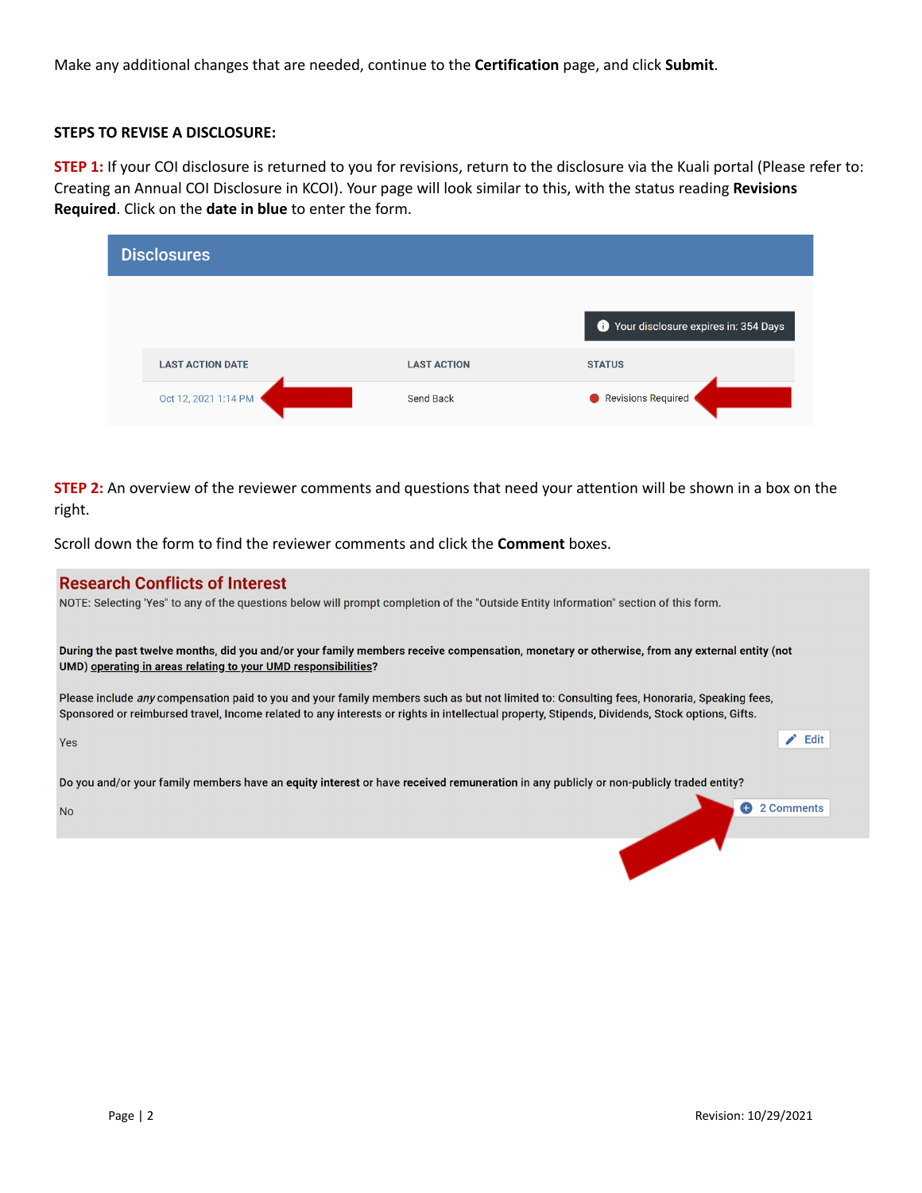Make any additional changes that are needed, continue to the **Certification** page, and click **Submit**.

**STEPS TO REVISE A DISCLOSURE:**

**STEP 1:** If your COI disclosure is returned to you for revisions, return to the disclosure via the Kuali portal (Please refer to: Creating an Annual COI Disclosure in KCOI). Your page will look similar to this, with the status reading **Revisions Required**. Click on the **date in blue** to enter the form.

**Disclosures**

Your disclosure expires in: 354 Days

| LAST ACTION DATE | LAST ACTION | STATUS |
| --- | --- | --- |
| Oct 12, 2021 1:14 PM | Send Back | Revisions Required |

**STEP 2:** An overview of the reviewer comments and questions that need your attention will be shown in a box on the right.

Scroll down the form to find the reviewer comments and click the **Comment** boxes.

**Research Conflicts of Interest**

NOTE: Selecting 'Yes" to any of the questions below will prompt completion of the "Outside Entity Information" section of this form.

**During the past twelve months, did you and/or your family members receive compensation, monetary or otherwise, from any external entity (not UMD) operating in areas relating to your UMD responsibilities?**

Please include *any* compensation paid to you and your family members such as but not limited to: Consulting fees, Honoraria, Speaking fees, Sponsored or reimbursed travel, Income related to any interests or rights in intellectual property, Stipends, Dividends, Stock options, Gifts.

Yes

Edit

Do you and/or your family members have an **equity interest** or have **received remuneration** in any publicly or non-publicly traded entity?

No

2 Comments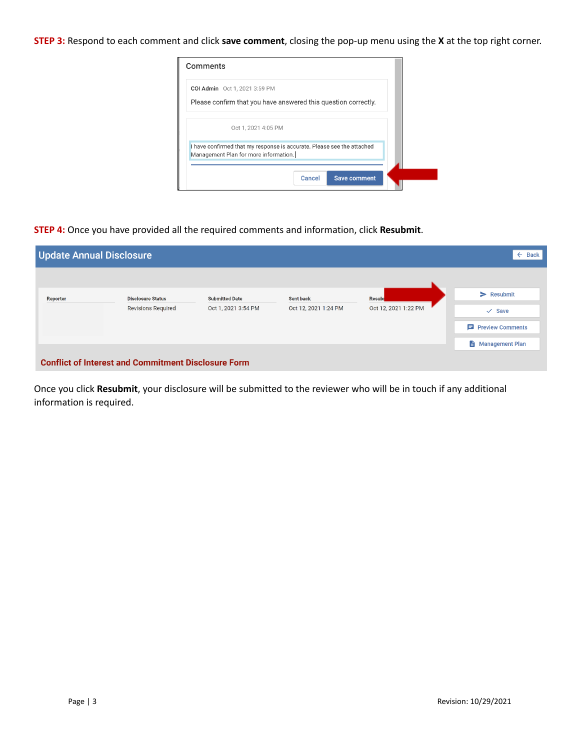**STEP 3:** Respond to each comment and click **save comment**, closing the pop-up menu using the **X** at the top right corner.

**STEP 4:** Once you have provided all the required comments and information, click **Resubmit**.

Once you click **Resubmit**, your disclosure will be submitted to the reviewer who will be in touch if any additional information is required.